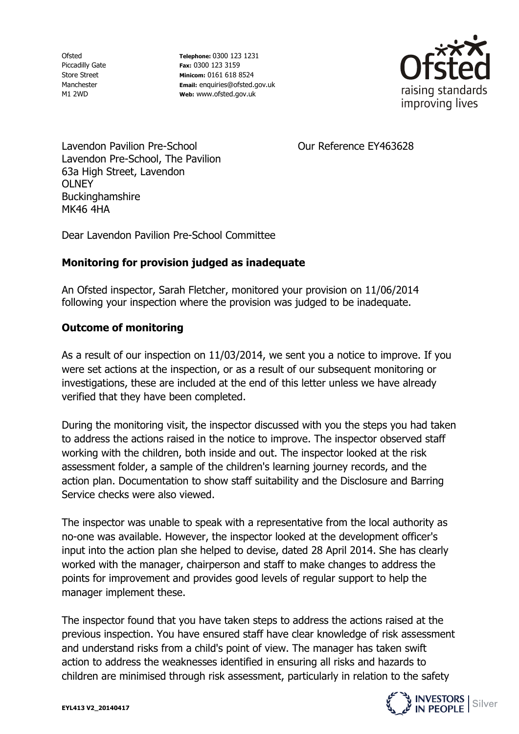Ofsted
Piccadilly Gate
Store Street
Manchester
M1 2WD

**Telephone:** 0300 123 1231
**Fax:** 0300 123 3159
**Minicom:** 0161 618 8524
**Email:** enquiries@ofsted.gov.uk
**Web:** www.ofsted.gov.uk

Lavendon Pavilion Pre-School
Lavendon Pre-School, The Pavilion
63a High Street, Lavendon
OLNEY
Buckinghamshire
MK46 4HA

Our Reference EY463628

Dear Lavendon Pavilion Pre-School Committee

**Monitoring for provision judged as inadequate**

An Ofsted inspector, Sarah Fletcher, monitored your provision on 11/06/2014 following your inspection where the provision was judged to be inadequate.

**Outcome of monitoring**

As a result of our inspection on 11/03/2014, we sent you a notice to improve. If you were set actions at the inspection, or as a result of our subsequent monitoring or investigations, these are included at the end of this letter unless we have already verified that they have been completed.

During the monitoring visit, the inspector discussed with you the steps you had taken to address the actions raised in the notice to improve. The inspector observed staff working with the children, both inside and out. The inspector looked at the risk assessment folder, a sample of the children's learning journey records, and the action plan. Documentation to show staff suitability and the Disclosure and Barring Service checks were also viewed.

The inspector was unable to speak with a representative from the local authority as no-one was available. However, the inspector looked at the development officer's input into the action plan she helped to devise, dated 28 April 2014. She has clearly worked with the manager, chairperson and staff to make changes to address the points for improvement and provides good levels of regular support to help the manager implement these.

The inspector found that you have taken steps to address the actions raised at the previous inspection. You have ensured staff have clear knowledge of risk assessment and understand risks from a child's point of view. The manager has taken swift action to address the weaknesses identified in ensuring all risks and hazards to children are minimised through risk assessment, particularly in relation to the safety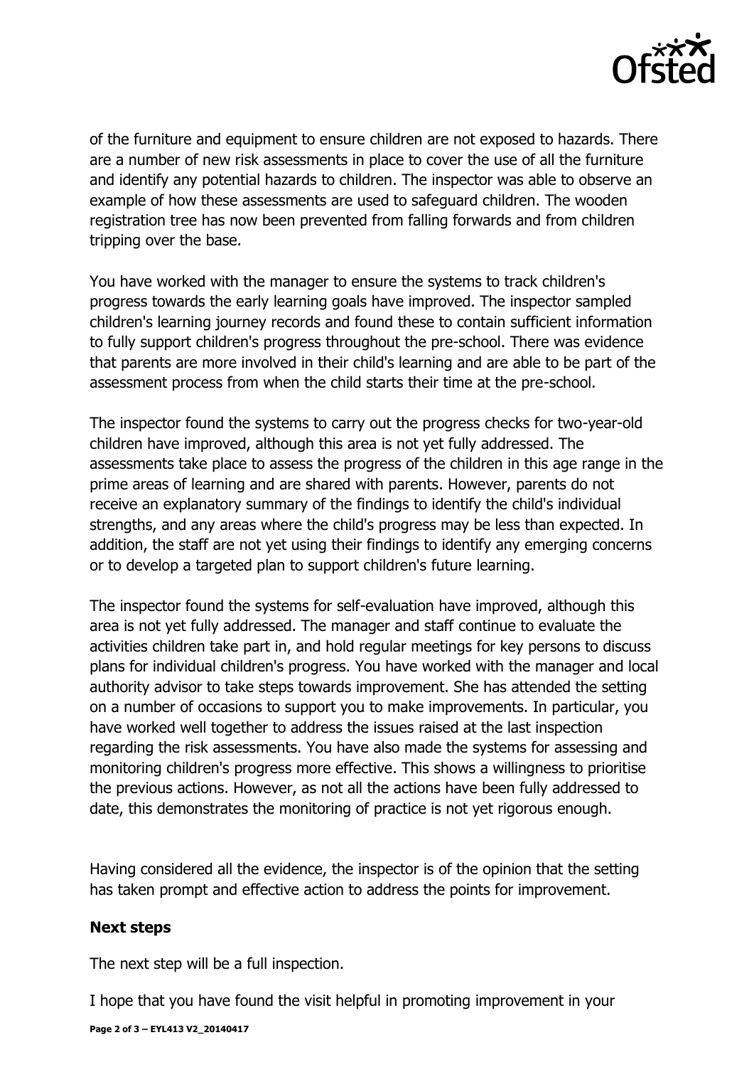of the furniture and equipment to ensure children are not exposed to hazards. There are a number of new risk assessments in place to cover the use of all the furniture and identify any potential hazards to children. The inspector was able to observe an example of how these assessments are used to safeguard children. The wooden registration tree has now been prevented from falling forwards and from children tripping over the base.

You have worked with the manager to ensure the systems to track children's progress towards the early learning goals have improved. The inspector sampled children's learning journey records and found these to contain sufficient information to fully support children's progress throughout the pre-school. There was evidence that parents are more involved in their child's learning and are able to be part of the assessment process from when the child starts their time at the pre-school.

The inspector found the systems to carry out the progress checks for two-year-old children have improved, although this area is not yet fully addressed. The assessments take place to assess the progress of the children in this age range in the prime areas of learning and are shared with parents. However, parents do not receive an explanatory summary of the findings to identify the child's individual strengths, and any areas where the child's progress may be less than expected. In addition, the staff are not yet using their findings to identify any emerging concerns or to develop a targeted plan to support children's future learning.

The inspector found the systems for self-evaluation have improved, although this area is not yet fully addressed. The manager and staff continue to evaluate the activities children take part in, and hold regular meetings for key persons to discuss plans for individual children's progress. You have worked with the manager and local authority advisor to take steps towards improvement. She has attended the setting on a number of occasions to support you to make improvements. In particular, you have worked well together to address the issues raised at the last inspection regarding the risk assessments. You have also made the systems for assessing and monitoring children's progress more effective. This shows a willingness to prioritise the previous actions. However, as not all the actions have been fully addressed to date, this demonstrates the monitoring of practice is not yet rigorous enough.

Having considered all the evidence, the inspector is of the opinion that the setting has taken prompt and effective action to address the points for improvement.

**Next steps**

The next step will be a full inspection.

I hope that you have found the visit helpful in promoting improvement in your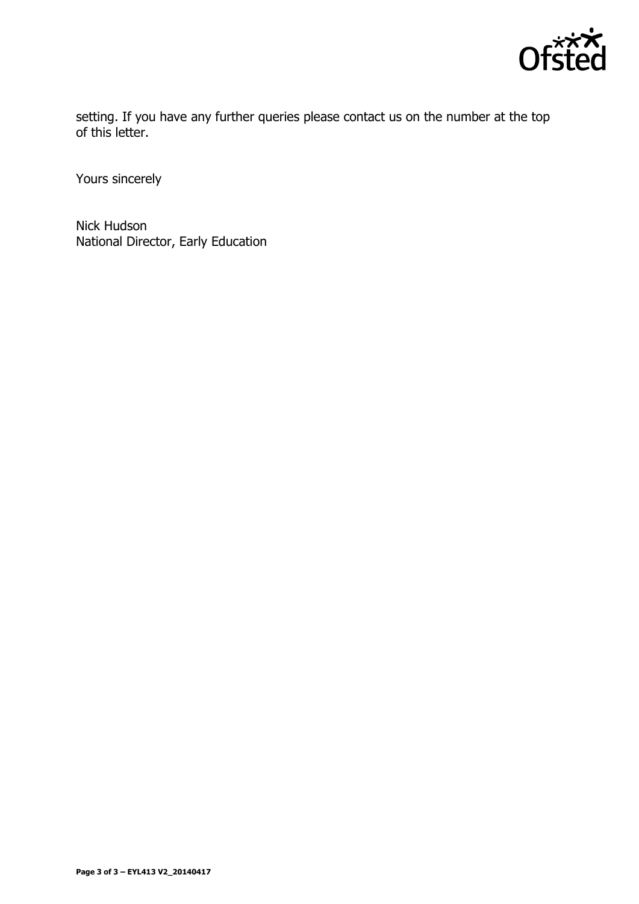setting. If you have any further queries please contact us on the number at the top of this letter.

Yours sincerely

Nick Hudson
National Director, Early Education